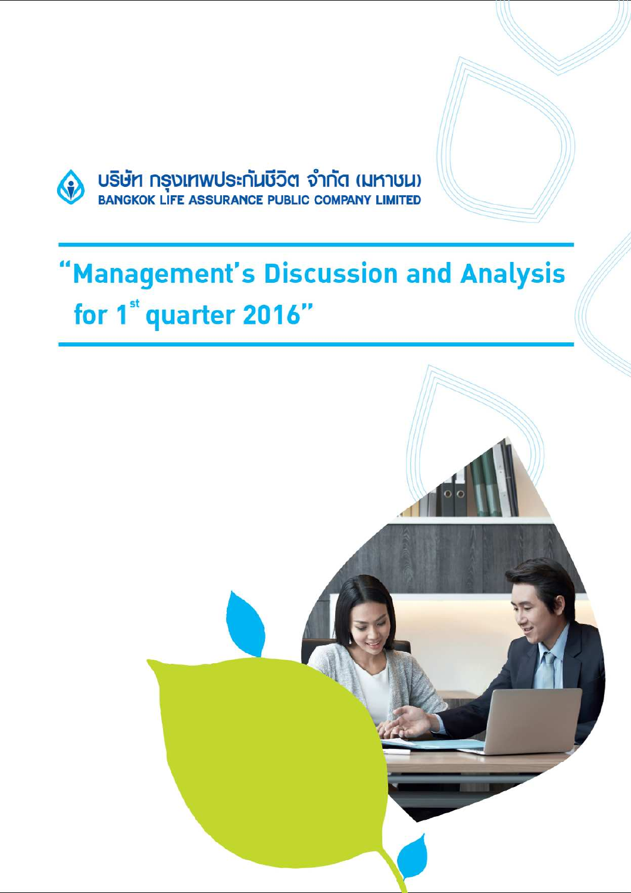บริษัท กรุงเทพประกันชีวิต จำกัด (มหาชน)

BANGKOK LIFE ASSURANCE PUBLIC COMPANY LIMITED

# "Management's Discussion and Analysis for 1st quarter 2016"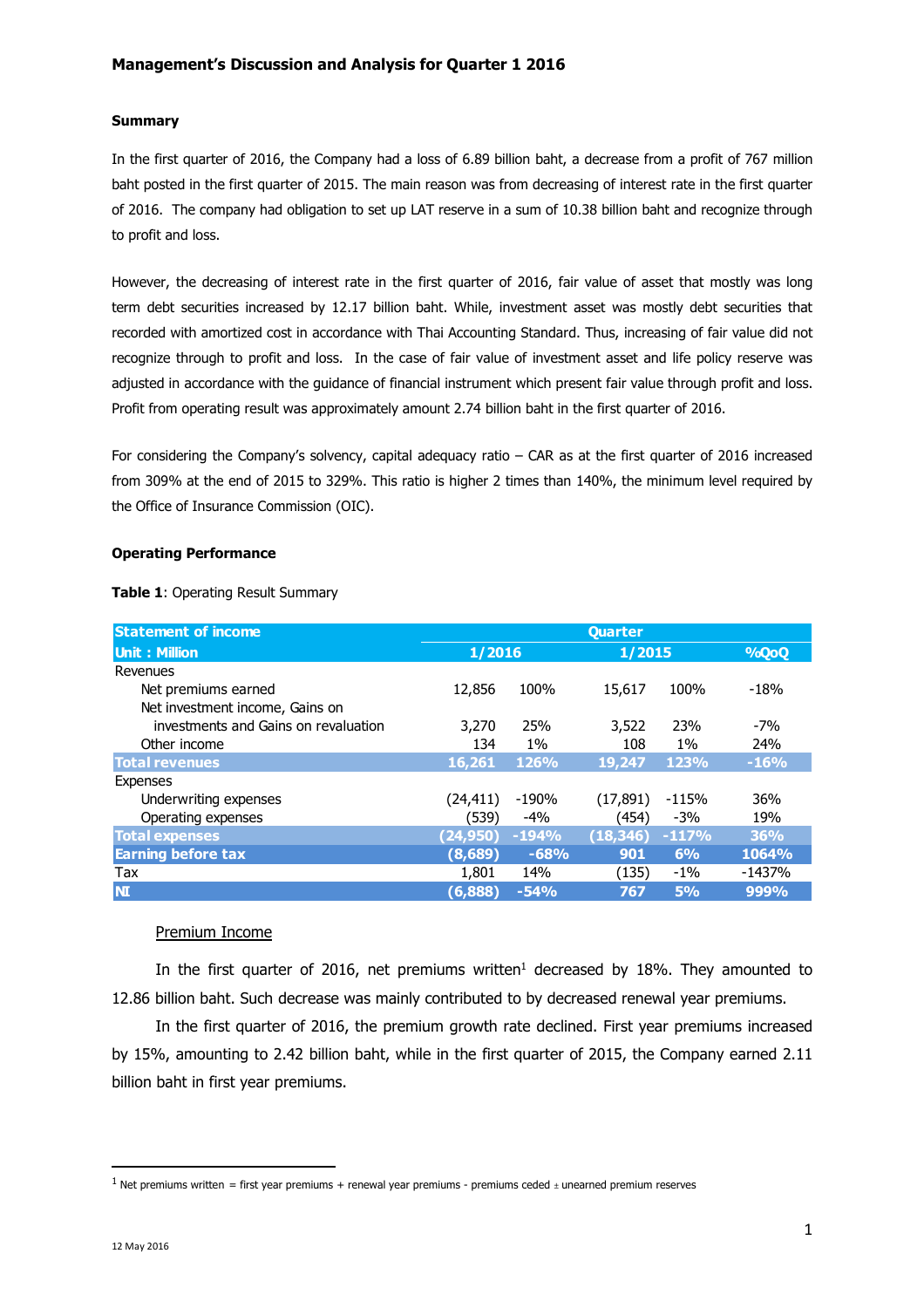## Management's Discussion and Analysis for Quarter 1 2016

### Summary

In the first quarter of 2016, the Company had a loss of 6.89 billion baht, a decrease from a profit of 767 million baht posted in the first quarter of 2015. The main reason was from decreasing of interest rate in the first quarter of 2016. The company had obligation to set up LAT reserve in a sum of 10.38 billion baht and recognize through to profit and loss.

However, the decreasing of interest rate in the first quarter of 2016, fair value of asset that mostly was long term debt securities increased by 12.17 billion baht. While, investment asset was mostly debt securities that recorded with amortized cost in accordance with Thai Accounting Standard. Thus, increasing of fair value did not recognize through to profit and loss. In the case of fair value of investment asset and life policy reserve was adjusted in accordance with the guidance of financial instrument which present fair value through profit and loss. Profit from operating result was approximately amount 2.74 billion baht in the first quarter of 2016.

For considering the Company's solvency, capital adequacy ratio – CAR as at the first quarter of 2016 increased from 309% at the end of 2015 to 329%. This ratio is higher 2 times than 140%, the minimum level required by the Office of Insurance Commission (OIC).

### Operating Performance

**Table 1**: Operating Result Summary

| Statement of income | Quarter | | | | |
|---|---|---|---|---|---|
| Unit : Million | 1/2016 | | 1/2015 | | %QoQ |
| Revenues | | | | | |
| Net premiums earned | 12,856 | 100% | 15,617 | 100% | -18% |
| Net investment income, Gains on investments and Gains on revaluation | 3,270 | 25% | 3,522 | 23% | -7% |
| Other income | 134 | 1% | 108 | 1% | 24% |
| **Total revenues** | **16,261** | **126%** | **19,247** | **123%** | **-16%** |
| Expenses | | | | | |
| Underwriting expenses | (24,411) | -190% | (17,891) | -115% | 36% |
| Operating expenses | (539) | -4% | (454) | -3% | 19% |
| **Total expenses** | **(24,950)** | **-194%** | **(18,346)** | **-117%** | **36%** |
| **Earning before tax** | **(8,689)** | **-68%** | **901** | **6%** | **1064%** |
| Tax | 1,801 | 14% | (135) | -1% | -1437% |
| **NI** | **(6,888)** | **-54%** | **767** | **5%** | **999%** |

Premium Income

In the first quarter of 2016, net premiums written[1] decreased by 18%. They amounted to 12.86 billion baht. Such decrease was mainly contributed to by decreased renewal year premiums.

In the first quarter of 2016, the premium growth rate declined. First year premiums increased by 15%, amounting to 2.42 billion baht, while in the first quarter of 2015, the Company earned 2.11 billion baht in first year premiums.

[1] Net premiums written = first year premiums + renewal year premiums - premiums ceded ± unearned premium reserves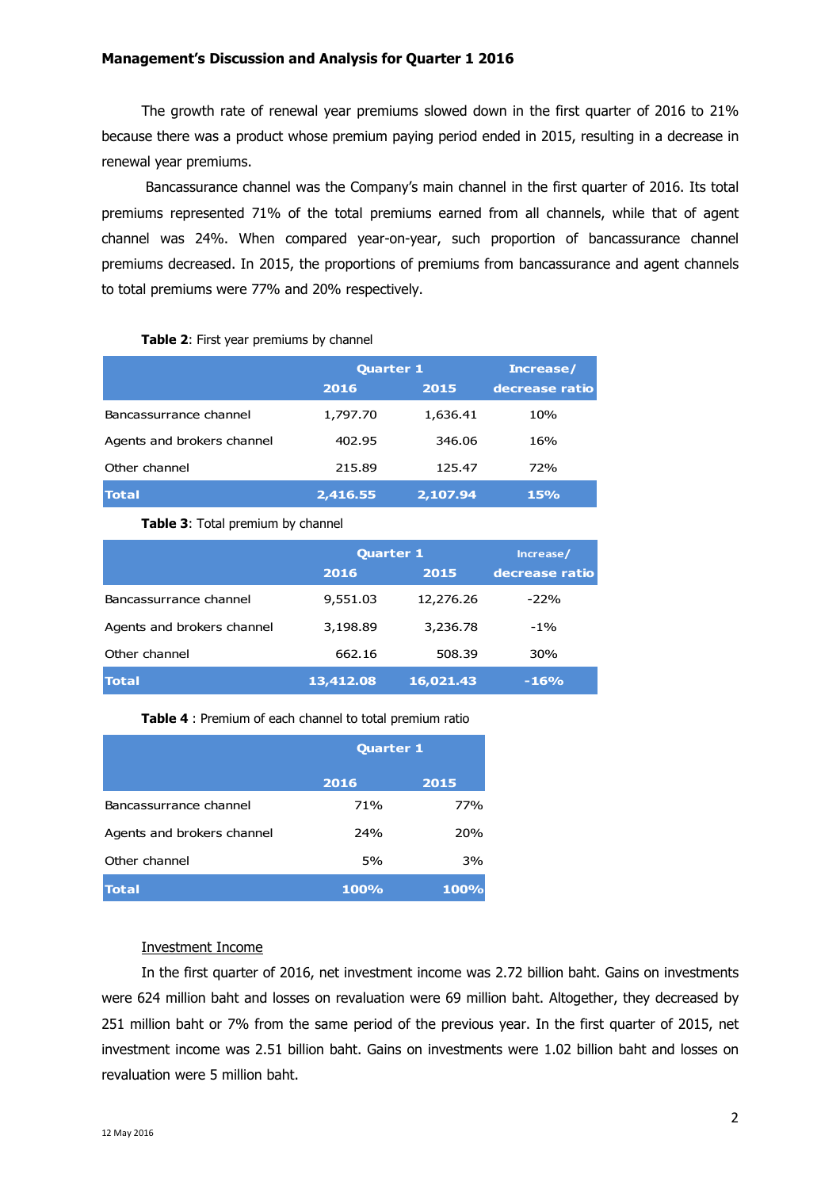The growth rate of renewal year premiums slowed down in the first quarter of 2016 to 21% because there was a product whose premium paying period ended in 2015, resulting in a decrease in renewal year premiums.

Bancassurance channel was the Company's main channel in the first quarter of 2016. Its total premiums represented 71% of the total premiums earned from all channels, while that of agent channel was 24%. When compared year-on-year, such proportion of bancassurance channel premiums decreased. In 2015, the proportions of premiums from bancassurance and agent channels to total premiums were 77% and 20% respectively.

**Table 2**: First year premiums by channel

| | Quarter 1 | | Increase/ |
|---|---|---|---|
| | 2016 | 2015 | decrease ratio |
| Bancassurrance channel | 1,797.70 | 1,636.41 | 10% |
| Agents and brokers channel | 402.95 | 346.06 | 16% |
| Other channel | 215.89 | 125.47 | 72% |
| **Total** | **2,416.55** | **2,107.94** | **15%** |

**Table 3**: Total premium by channel

| | Quarter 1 | | Increase/ |
|---|---|---|---|
| | 2016 | 2015 | decrease ratio |
| Bancassurrance channel | 9,551.03 | 12,276.26 | -22% |
| Agents and brokers channel | 3,198.89 | 3,236.78 | -1% |
| Other channel | 662.16 | 508.39 | 30% |
| **Total** | **13,412.08** | **16,021.43** | **-16%** |

**Table 4** : Premium of each channel to total premium ratio

| | Quarter 1 | |
|---|---|---|
| | 2016 | 2015 |
| Bancassurrance channel | 71% | 77% |
| Agents and brokers channel | 24% | 20% |
| Other channel | 5% | 3% |
| **Total** | **100%** | **100%** |

Investment Income

In the first quarter of 2016, net investment income was 2.72 billion baht. Gains on investments were 624 million baht and losses on revaluation were 69 million baht. Altogether, they decreased by 251 million baht or 7% from the same period of the previous year. In the first quarter of 2015, net investment income was 2.51 billion baht. Gains on investments were 1.02 billion baht and losses on revaluation were 5 million baht.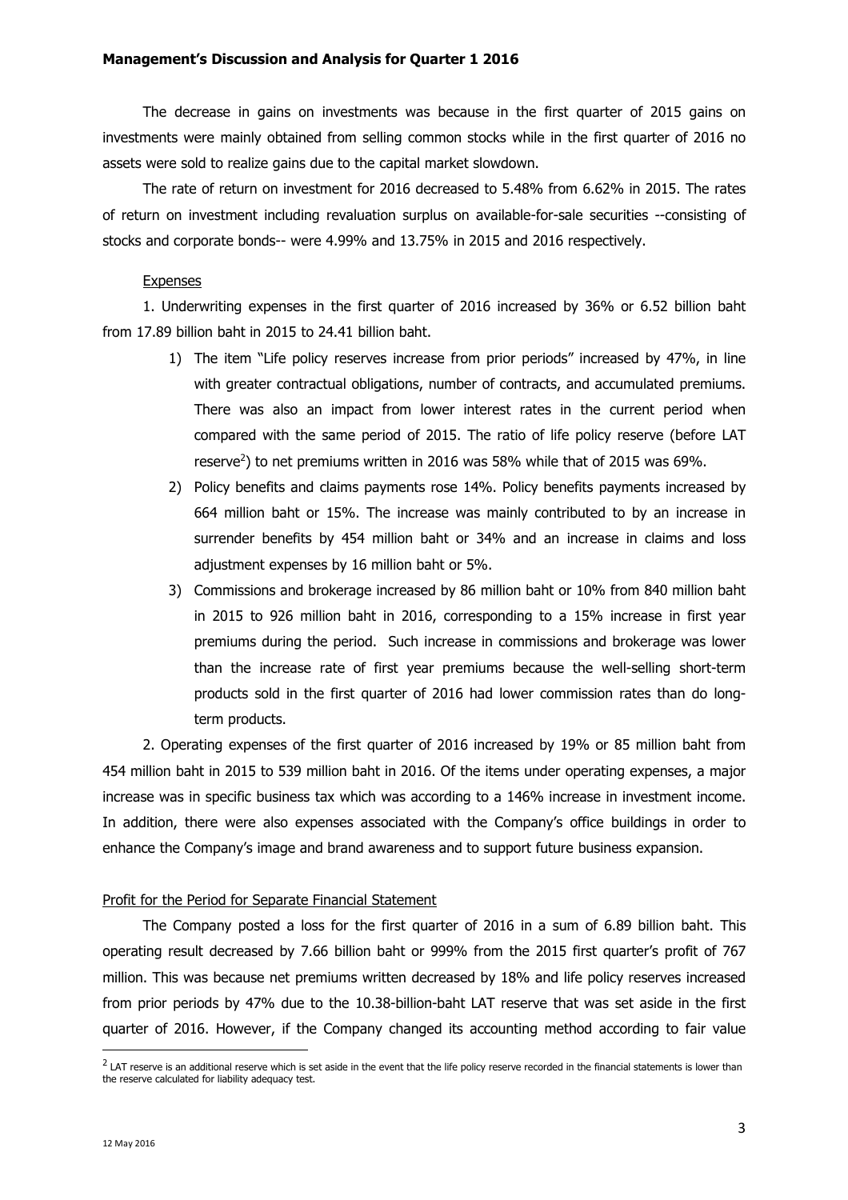The decrease in gains on investments was because in the first quarter of 2015 gains on investments were mainly obtained from selling common stocks while in the first quarter of 2016 no assets were sold to realize gains due to the capital market slowdown.

The rate of return on investment for 2016 decreased to 5.48% from 6.62% in 2015. The rates of return on investment including revaluation surplus on available-for-sale securities --consisting of stocks and corporate bonds-- were 4.99% and 13.75% in 2015 and 2016 respectively.

Expenses

1. Underwriting expenses in the first quarter of 2016 increased by 36% or 6.52 billion baht from 17.89 billion baht in 2015 to 24.41 billion baht.

1) The item "Life policy reserves increase from prior periods" increased by 47%, in line with greater contractual obligations, number of contracts, and accumulated premiums. There was also an impact from lower interest rates in the current period when compared with the same period of 2015. The ratio of life policy reserve (before LAT reserve[2]) to net premiums written in 2016 was 58% while that of 2015 was 69%.

2) Policy benefits and claims payments rose 14%. Policy benefits payments increased by 664 million baht or 15%. The increase was mainly contributed to by an increase in surrender benefits by 454 million baht or 34% and an increase in claims and loss adjustment expenses by 16 million baht or 5%.

3) Commissions and brokerage increased by 86 million baht or 10% from 840 million baht in 2015 to 926 million baht in 2016, corresponding to a 15% increase in first year premiums during the period. Such increase in commissions and brokerage was lower than the increase rate of first year premiums because the well-selling short-term products sold in the first quarter of 2016 had lower commission rates than do long-term products.

2. Operating expenses of the first quarter of 2016 increased by 19% or 85 million baht from 454 million baht in 2015 to 539 million baht in 2016. Of the items under operating expenses, a major increase was in specific business tax which was according to a 146% increase in investment income. In addition, there were also expenses associated with the Company's office buildings in order to enhance the Company's image and brand awareness and to support future business expansion.

Profit for the Period for Separate Financial Statement

The Company posted a loss for the first quarter of 2016 in a sum of 6.89 billion baht. This operating result decreased by 7.66 billion baht or 999% from the 2015 first quarter's profit of 767 million. This was because net premiums written decreased by 18% and life policy reserves increased from prior periods by 47% due to the 10.38-billion-baht LAT reserve that was set aside in the first quarter of 2016. However, if the Company changed its accounting method according to fair value

[2] LAT reserve is an additional reserve which is set aside in the event that the life policy reserve recorded in the financial statements is lower than the reserve calculated for liability adequacy test.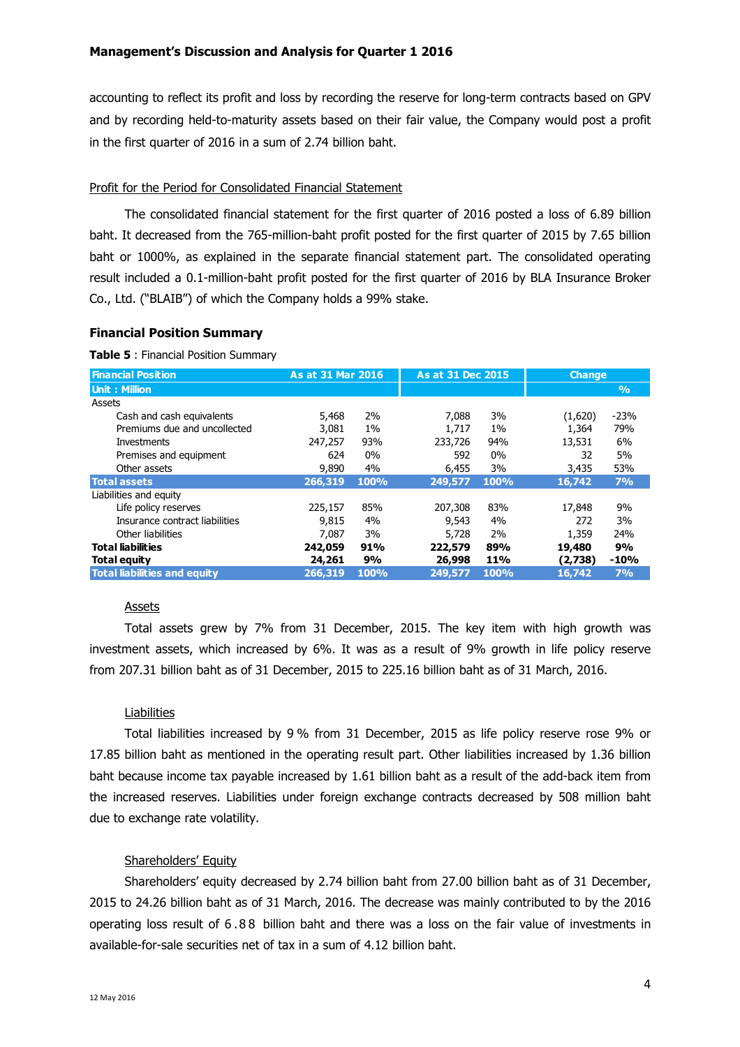accounting to reflect its profit and loss by recording the reserve for long-term contracts based on GPV and by recording held-to-maturity assets based on their fair value, the Company would post a profit in the first quarter of 2016 in a sum of 2.74 billion baht.

Profit for the Period for Consolidated Financial Statement

The consolidated financial statement for the first quarter of 2016 posted a loss of 6.89 billion baht. It decreased from the 765-million-baht profit posted for the first quarter of 2015 by 7.65 billion baht or 1000%, as explained in the separate financial statement part. The consolidated operating result included a 0.1-million-baht profit posted for the first quarter of 2016 by BLA Insurance Broker Co., Ltd. ("BLAIB") of which the Company holds a 99% stake.

## Financial Position Summary

**Table 5** : Financial Position Summary

| Financial Position | As at 31 Mar 2016 | | As at 31 Dec 2015 | | Change | |
|---|---|---|---|---|---|---|
| Unit : Million | | | | | | % |
| Assets | | | | | | |
| Cash and cash equivalents | 5,468 | 2% | 7,088 | 3% | (1,620) | -23% |
| Premiums due and uncollected | 3,081 | 1% | 1,717 | 1% | 1,364 | 79% |
| Investments | 247,257 | 93% | 233,726 | 94% | 13,531 | 6% |
| Premises and equipment | 624 | 0% | 592 | 0% | 32 | 5% |
| Other assets | 9,890 | 4% | 6,455 | 3% | 3,435 | 53% |
| **Total assets** | **266,319** | **100%** | **249,577** | **100%** | **16,742** | **7%** |
| Liabilities and equity | | | | | | |
| Life policy reserves | 225,157 | 85% | 207,308 | 83% | 17,848 | 9% |
| Insurance contract liabilities | 9,815 | 4% | 9,543 | 4% | 272 | 3% |
| Other liabilities | 7,087 | 3% | 5,728 | 2% | 1,359 | 24% |
| **Total liabilities** | **242,059** | **91%** | **222,579** | **89%** | **19,480** | **9%** |
| **Total equity** | **24,261** | **9%** | **26,998** | **11%** | **(2,738)** | **-10%** |
| **Total liabilities and equity** | **266,319** | **100%** | **249,577** | **100%** | **16,742** | **7%** |

Assets

Total assets grew by 7% from 31 December, 2015. The key item with high growth was investment assets, which increased by 6%. It was as a result of 9% growth in life policy reserve from 207.31 billion baht as of 31 December, 2015 to 225.16 billion baht as of 31 March, 2016.

Liabilities

Total liabilities increased by 9 % from 31 December, 2015 as life policy reserve rose 9% or 17.85 billion baht as mentioned in the operating result part. Other liabilities increased by 1.36 billion baht because income tax payable increased by 1.61 billion baht as a result of the add-back item from the increased reserves. Liabilities under foreign exchange contracts decreased by 508 million baht due to exchange rate volatility.

Shareholders' Equity

Shareholders' equity decreased by 2.74 billion baht from 27.00 billion baht as of 31 December, 2015 to 24.26 billion baht as of 31 March, 2016. The decrease was mainly contributed to by the 2016 operating loss result of 6.88 billion baht and there was a loss on the fair value of investments in available-for-sale securities net of tax in a sum of 4.12 billion baht.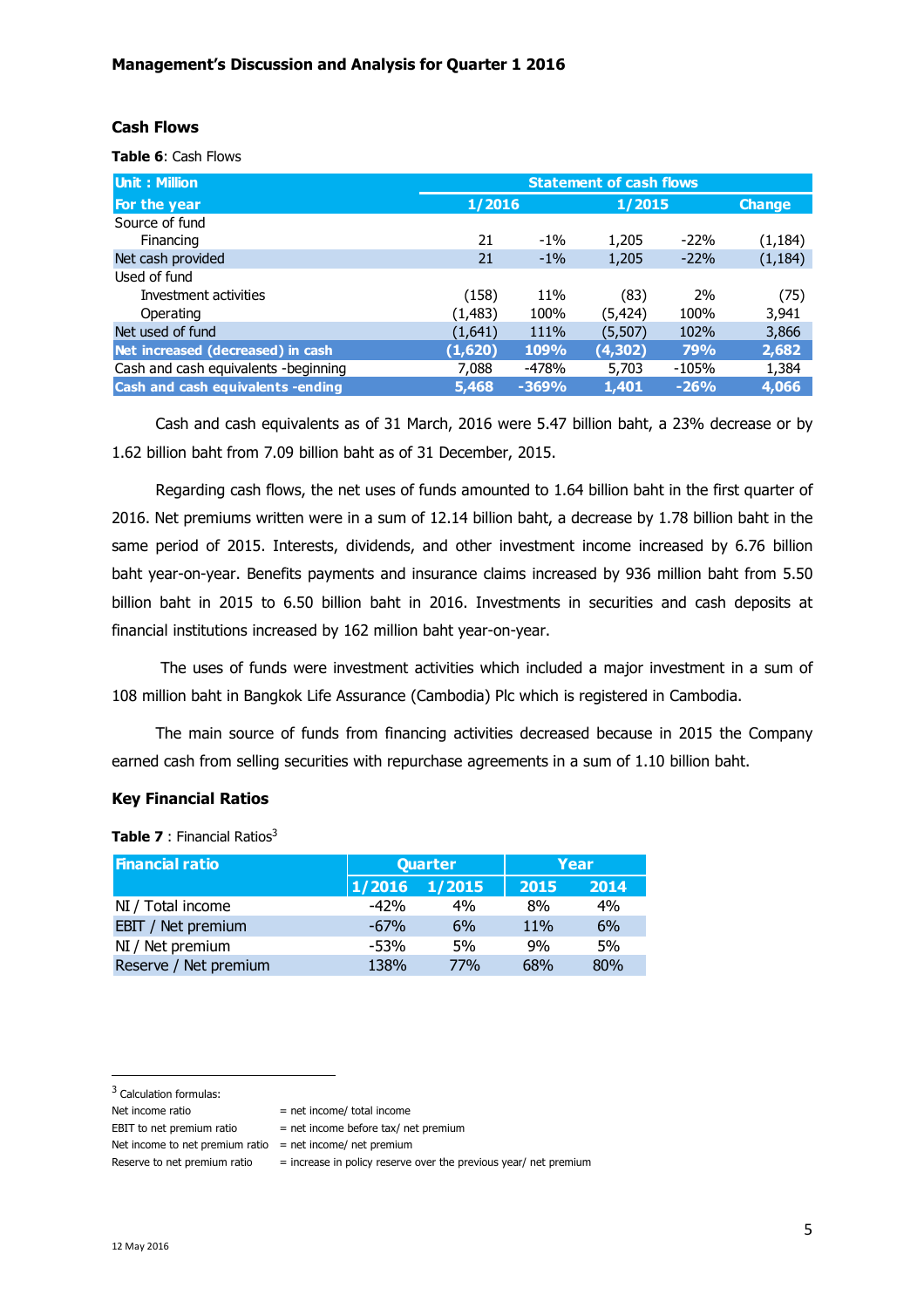## Cash Flows

**Table 6**: Cash Flows

| Unit : Million | Statement of cash flows | | | | |
|---|---|---|---|---|---|
| For the year | 1/2016 | | 1/2015 | | Change |
| Source of fund | | | | | |
| Financing | 21 | -1% | 1,205 | -22% | (1,184) |
| Net cash provided | 21 | -1% | 1,205 | -22% | (1,184) |
| Used of fund | | | | | |
| Investment activities | (158) | 11% | (83) | 2% | (75) |
| Operating | (1,483) | 100% | (5,424) | 100% | 3,941 |
| Net used of fund | (1,641) | 111% | (5,507) | 102% | 3,866 |
| **Net increased (decreased) in cash** | **(1,620)** | **109%** | **(4,302)** | **79%** | **2,682** |
| Cash and cash equivalents -beginning | 7,088 | -478% | 5,703 | -105% | 1,384 |
| **Cash and cash equivalents -ending** | **5,468** | **-369%** | **1,401** | **-26%** | **4,066** |

Cash and cash equivalents as of 31 March, 2016 were 5.47 billion baht, a 23% decrease or by 1.62 billion baht from 7.09 billion baht as of 31 December, 2015.

Regarding cash flows, the net uses of funds amounted to 1.64 billion baht in the first quarter of 2016. Net premiums written were in a sum of 12.14 billion baht, a decrease by 1.78 billion baht in the same period of 2015. Interests, dividends, and other investment income increased by 6.76 billion baht year-on-year. Benefits payments and insurance claims increased by 936 million baht from 5.50 billion baht in 2015 to 6.50 billion baht in 2016. Investments in securities and cash deposits at financial institutions increased by 162 million baht year-on-year.

The uses of funds were investment activities which included a major investment in a sum of 108 million baht in Bangkok Life Assurance (Cambodia) Plc which is registered in Cambodia.

The main source of funds from financing activities decreased because in 2015 the Company earned cash from selling securities with repurchase agreements in a sum of 1.10 billion baht.

## Key Financial Ratios

**Table 7** : Financial Ratios[3]

| Financial ratio | Quarter | | Year | |
|---|---|---|---|---|
| | 1/2016 | 1/2015 | 2015 | 2014 |
| NI / Total income | -42% | 4% | 8% | 4% |
| EBIT / Net premium | -67% | 6% | 11% | 6% |
| NI / Net premium | -53% | 5% | 9% | 5% |
| Reserve / Net premium | 138% | 77% | 68% | 80% |

[3] Calculation formulas:

| | |
|---|---|
| Net income ratio | = net income/ total income |
| EBIT to net premium ratio | = net income before tax/ net premium |
| Net income to net premium ratio | = net income/ net premium |
| Reserve to net premium ratio | = increase in policy reserve over the previous year/ net premium |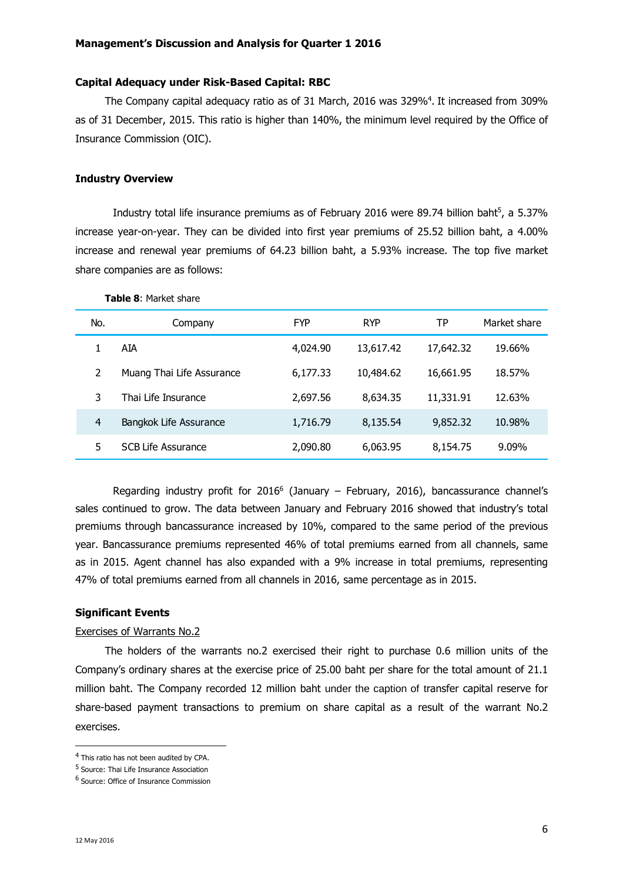**Capital Adequacy under Risk-Based Capital: RBC**

The Company capital adequacy ratio as of 31 March, 2016 was 329%[4]. It increased from 309% as of 31 December, 2015. This ratio is higher than 140%, the minimum level required by the Office of Insurance Commission (OIC).

**Industry Overview**

Industry total life insurance premiums as of February 2016 were 89.74 billion baht[5], a 5.37% increase year-on-year. They can be divided into first year premiums of 25.52 billion baht, a 4.00% increase and renewal year premiums of 64.23 billion baht, a 5.93% increase. The top five market share companies are as follows:

**Table 8**: Market share

| No. | Company | FYP | RYP | TP | Market share |
|---|---|---|---|---|---|
| 1 | AIA | 4,024.90 | 13,617.42 | 17,642.32 | 19.66% |
| 2 | Muang Thai Life Assurance | 6,177.33 | 10,484.62 | 16,661.95 | 18.57% |
| 3 | Thai Life Insurance | 2,697.56 | 8,634.35 | 11,331.91 | 12.63% |
| 4 | Bangkok Life Assurance | 1,716.79 | 8,135.54 | 9,852.32 | 10.98% |
| 5 | SCB Life Assurance | 2,090.80 | 6,063.95 | 8,154.75 | 9.09% |

Regarding industry profit for 2016[6] (January – February, 2016), bancassurance channel's sales continued to grow. The data between January and February 2016 showed that industry's total premiums through bancassurance increased by 10%, compared to the same period of the previous year. Bancassurance premiums represented 46% of total premiums earned from all channels, same as in 2015. Agent channel has also expanded with a 9% increase in total premiums, representing 47% of total premiums earned from all channels in 2016, same percentage as in 2015.

**Significant Events**

Exercises of Warrants No.2

The holders of the warrants no.2 exercised their right to purchase 0.6 million units of the Company's ordinary shares at the exercise price of 25.00 baht per share for the total amount of 21.1 million baht. The Company recorded 12 million baht under the caption of transfer capital reserve for share-based payment transactions to premium on share capital as a result of the warrant No.2 exercises.

---

[4] This ratio has not been audited by CPA.

[5] Source: Thai Life Insurance Association

[6] Source: Office of Insurance Commission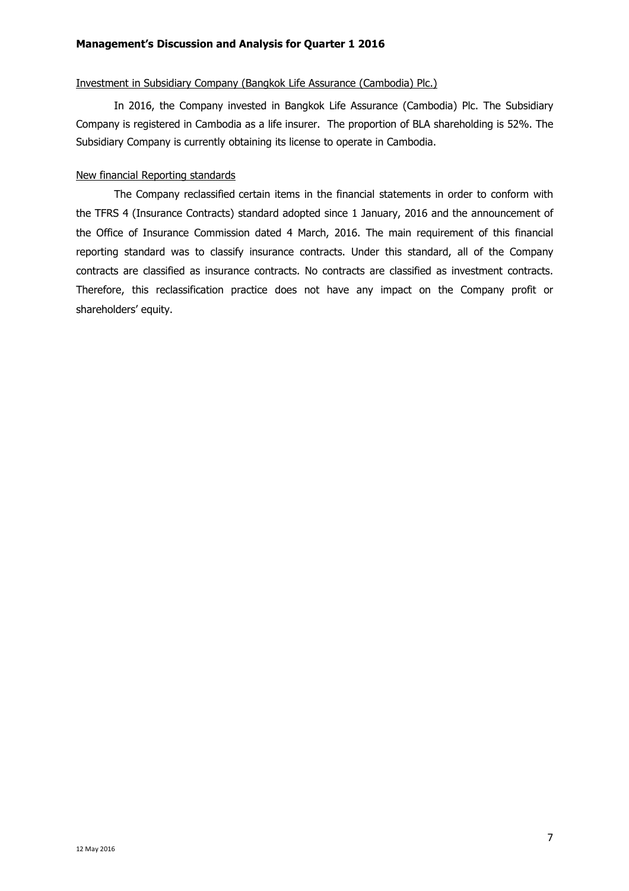Investment in Subsidiary Company (Bangkok Life Assurance (Cambodia) Plc.)

In 2016, the Company invested in Bangkok Life Assurance (Cambodia) Plc. The Subsidiary Company is registered in Cambodia as a life insurer. The proportion of BLA shareholding is 52%. The Subsidiary Company is currently obtaining its license to operate in Cambodia.

New financial Reporting standards

The Company reclassified certain items in the financial statements in order to conform with the TFRS 4 (Insurance Contracts) standard adopted since 1 January, 2016 and the announcement of the Office of Insurance Commission dated 4 March, 2016. The main requirement of this financial reporting standard was to classify insurance contracts. Under this standard, all of the Company contracts are classified as insurance contracts. No contracts are classified as investment contracts. Therefore, this reclassification practice does not have any impact on the Company profit or shareholders' equity.